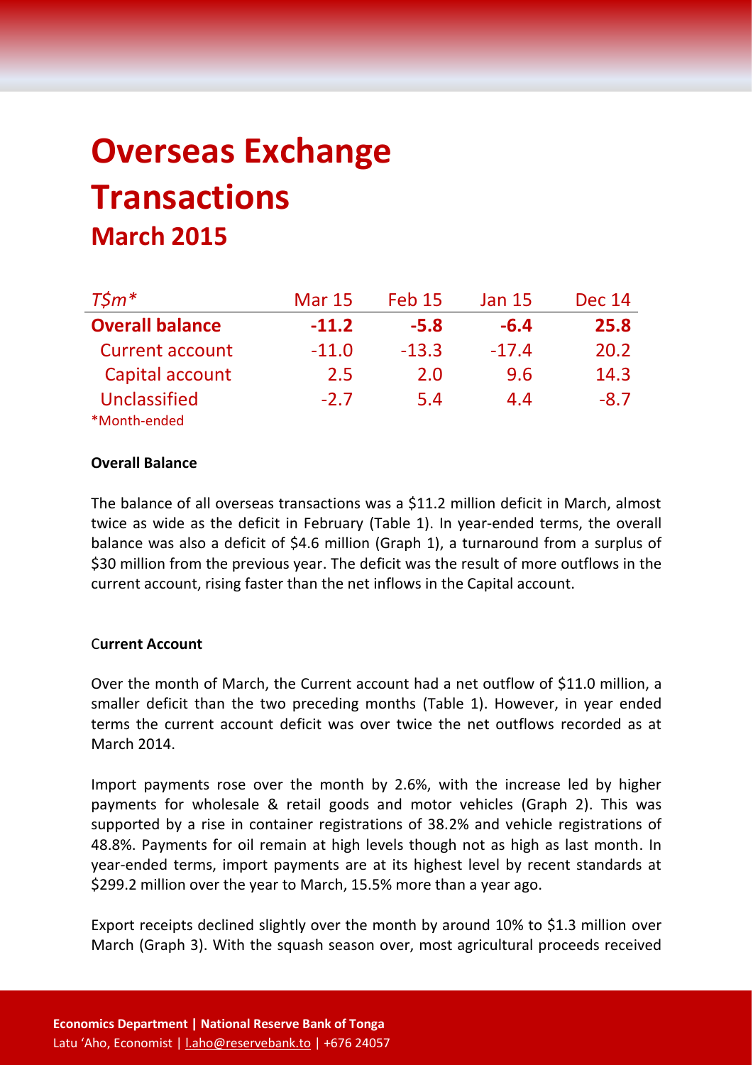# Overseas Exchange Transactions

## March 2015

| T$m* | Mar 15 | Feb 15 | Jan 15 | Dec 14 |
|---|---|---|---|---|
| **Overall balance** | **-11.2** | **-5.8** | **-6.4** | **25.8** |
| Current account | -11.0 | -13.3 | -17.4 | 20.2 |
| Capital account | 2.5 | 2.0 | 9.6 | 14.3 |
| Unclassified | -2.7 | 5.4 | 4.4 | -8.7 |

*Month-ended

**Overall Balance**

The balance of all overseas transactions was a $11.2 million deficit in March, almost twice as wide as the deficit in February (Table 1). In year-ended terms, the overall balance was also a deficit of $4.6 million (Graph 1), a turnaround from a surplus of $30 million from the previous year. The deficit was the result of more outflows in the current account, rising faster than the net inflows in the Capital account.

**Current Account**

Over the month of March, the Current account had a net outflow of $11.0 million, a smaller deficit than the two preceding months (Table 1). However, in year ended terms the current account deficit was over twice the net outflows recorded as at March 2014.

Import payments rose over the month by 2.6%, with the increase led by higher payments for wholesale & retail goods and motor vehicles (Graph 2). This was supported by a rise in container registrations of 38.2% and vehicle registrations of 48.8%. Payments for oil remain at high levels though not as high as last month. In year-ended terms, import payments are at its highest level by recent standards at $299.2 million over the year to March, 15.5% more than a year ago.

Export receipts declined slightly over the month by around 10% to $1.3 million over March (Graph 3). With the squash season over, most agricultural proceeds received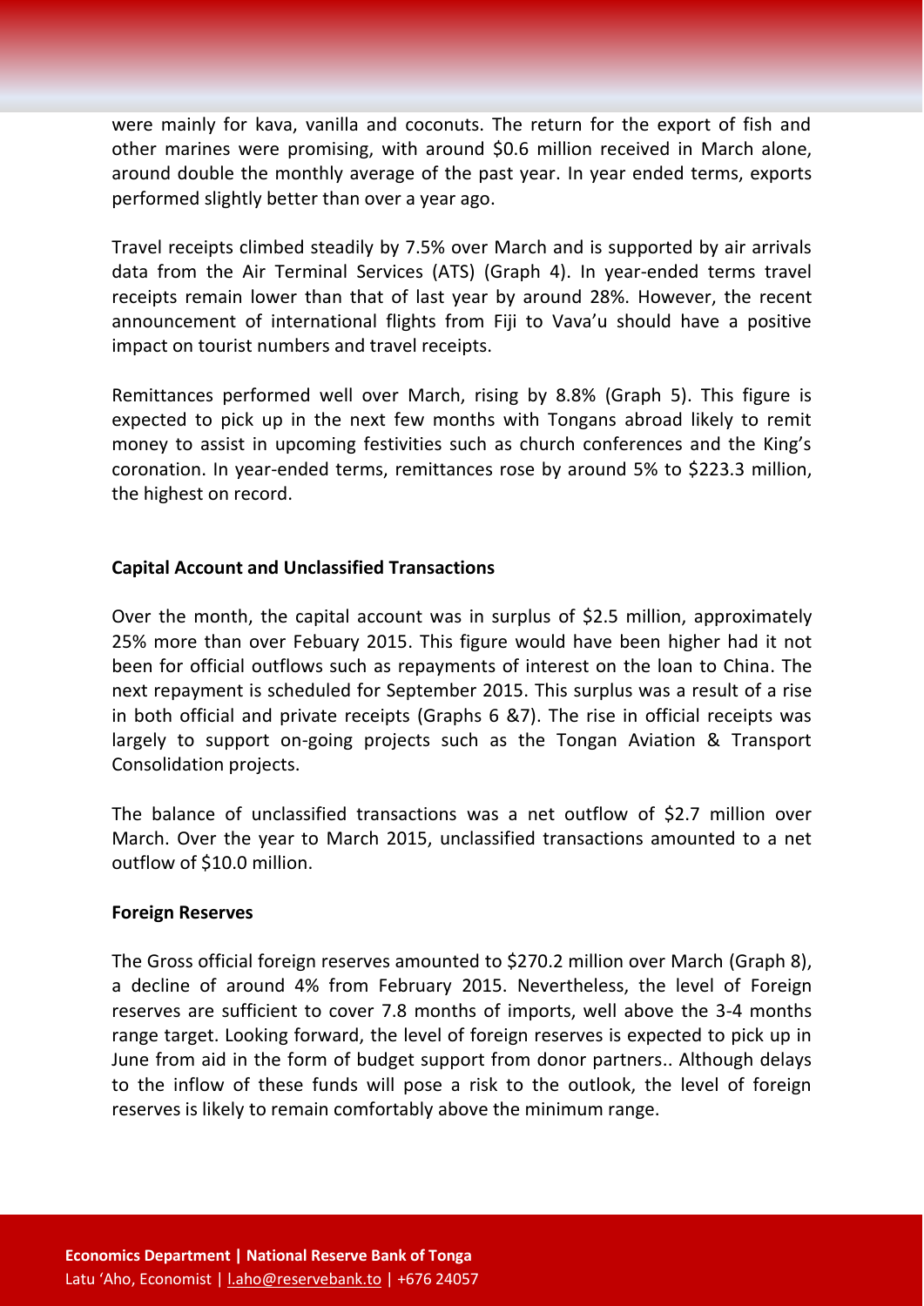were mainly for kava, vanilla and coconuts. The return for the export of fish and other marines were promising, with around $0.6 million received in March alone, around double the monthly average of the past year. In year ended terms, exports performed slightly better than over a year ago.

Travel receipts climbed steadily by 7.5% over March and is supported by air arrivals data from the Air Terminal Services (ATS) (Graph 4). In year-ended terms travel receipts remain lower than that of last year by around 28%. However, the recent announcement of international flights from Fiji to Vava'u should have a positive impact on tourist numbers and travel receipts.

Remittances performed well over March, rising by 8.8% (Graph 5). This figure is expected to pick up in the next few months with Tongans abroad likely to remit money to assist in upcoming festivities such as church conferences and the King's coronation. In year-ended terms, remittances rose by around 5% to $223.3 million, the highest on record.

**Capital Account and Unclassified Transactions**

Over the month, the capital account was in surplus of $2.5 million, approximately 25% more than over Febuary 2015. This figure would have been higher had it not been for official outflows such as repayments of interest on the loan to China. The next repayment is scheduled for September 2015. This surplus was a result of a rise in both official and private receipts (Graphs 6 &7). The rise in official receipts was largely to support on-going projects such as the Tongan Aviation & Transport Consolidation projects.

The balance of unclassified transactions was a net outflow of $2.7 million over March. Over the year to March 2015, unclassified transactions amounted to a net outflow of $10.0 million.

**Foreign Reserves**

The Gross official foreign reserves amounted to $270.2 million over March (Graph 8), a decline of around 4% from February 2015. Nevertheless, the level of Foreign reserves are sufficient to cover 7.8 months of imports, well above the 3-4 months range target. Looking forward, the level of foreign reserves is expected to pick up in June from aid in the form of budget support from donor partners.. Although delays to the inflow of these funds will pose a risk to the outlook, the level of foreign reserves is likely to remain comfortably above the minimum range.

**Economics Department | National Reserve Bank of Tonga**
Latu 'Aho, Economist | l.aho@reservebank.to | +676 24057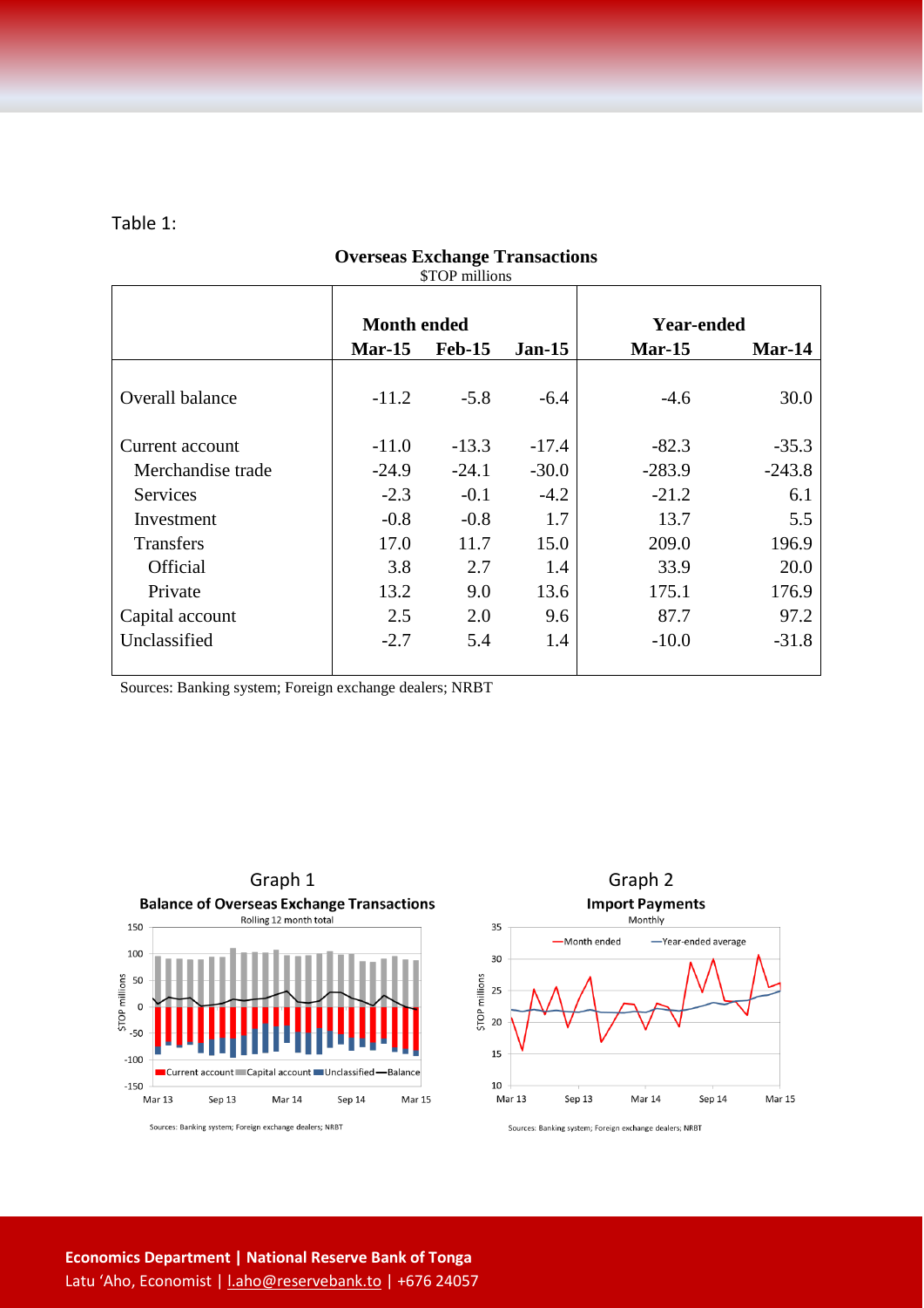Table 1:

**Overseas Exchange Transactions**
$TOP millions

| | Month ended | | | Year-ended | |
|---|---|---|---|---|---|
| | **Mar-15** | **Feb-15** | **Jan-15** | **Mar-15** | **Mar-14** |
| Overall balance | -11.2 | -5.8 | -6.4 | -4.6 | 30.0 |
| Current account | -11.0 | -13.3 | -17.4 | -82.3 | -35.3 |
| Merchandise trade | -24.9 | -24.1 | -30.0 | -283.9 | -243.8 |
| Services | -2.3 | -0.1 | -4.2 | -21.2 | 6.1 |
| Investment | -0.8 | -0.8 | 1.7 | 13.7 | 5.5 |
| Transfers | 17.0 | 11.7 | 15.0 | 209.0 | 196.9 |
| Official | 3.8 | 2.7 | 1.4 | 33.9 | 20.0 |
| Private | 13.2 | 9.0 | 13.6 | 175.1 | 176.9 |
| Capital account | 2.5 | 2.0 | 9.6 | 87.7 | 97.2 |
| Unclassified | -2.7 | 5.4 | 1.4 | -10.0 | -31.8 |

Sources: Banking system; Foreign exchange dealers; NRBT

Graph 1
**Balance of Overseas Exchange Transactions**
Rolling 12 month total

Sources: Banking system; Foreign exchange dealers; NRBT

Graph 2
**Import Payments**
Monthly

Sources: Banking system; Foreign exchange dealers; NRBT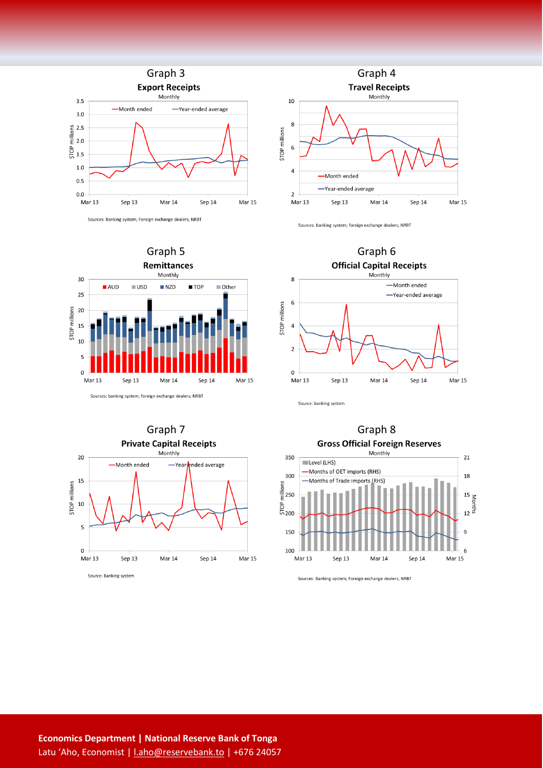## Graph 3

**Export Receipts**

Monthly

Month ended
Year-ended average

$TOP millions

3.5
3.0
2.5
2.0
1.5
1.0
0.5
0.0

Mar 13
Sep 13
Mar 14
Sep 14
Mar 15

Sources: Banking system; Foreign exchange dealers; NRBT

## Graph 4

**Travel Receipts**

Monthly

Month ended
Year-ended average

$TOP millions

10
8
6
4
2

Mar 13
Sep 13
Mar 14
Sep 14
Mar 15

Sources: banking system; foreign exchange dealers; NRBT

## Graph 5

**Remittances**

Monthly

AUD
USD
NZD
TOP
Other

$TOP millions

30
25
20
15
10
5
0

Mar 13
Sep 13
Mar 14
Sep 14
Mar 15

Sources: banking system; foreign exchange dealers; NRBT

## Graph 6

**Official Capital Receipts**

Monthly

Month ended
Year-ended average

$TOP millions

8
6
4
2
0

Mar 13
Sep 13
Mar 14
Sep 14
Mar 15

Source: banking system

## Graph 7

**Private Capital Receipts**

Monthly

Month ended
Year-ended average

$TOP millions

20
15
10
5
0

Mar 13
Sep 13
Mar 14
Sep 14
Mar 15

Source: Banking system

## Graph 8

**Gross Official Foreign Reserves**

Monthly

Level (LHS)
Months of OET imports (RHS)
Months of Trade imports (RHS)

$TOP millions

350
300
250
200
150
100

Months

21
18
15
12
9
6

Mar 13
Sep 13
Mar 14
Sep 14
Mar 15

Sources: Banking system; Foreign exchange dealers; NRBT

**Economics Department | National Reserve Bank of Tonga**

Latu ʻAho, Economist | l.aho@reservebank.to | +676 24057